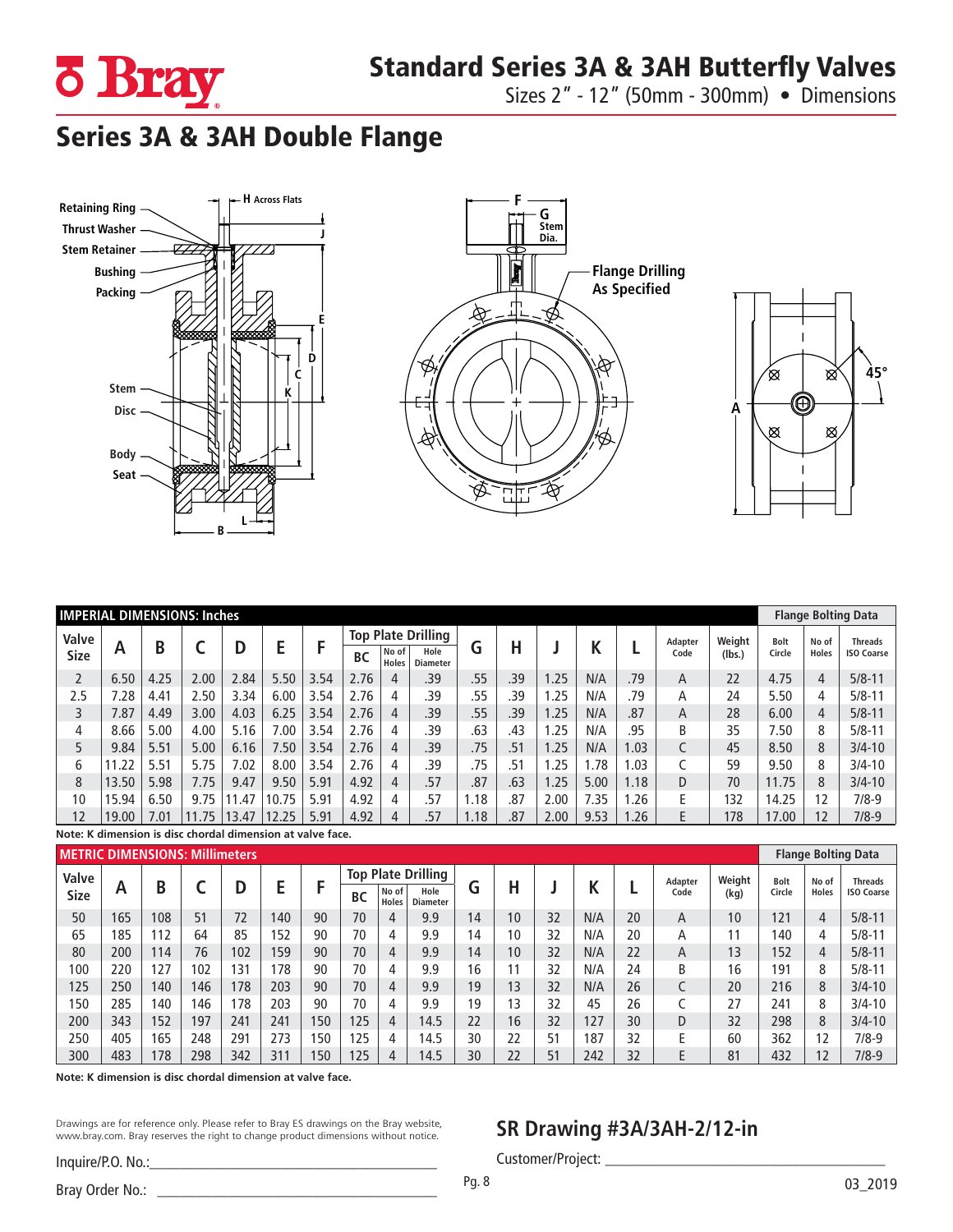# Standard Series 3A & 3AH Butterfly Valves

Sizes 2" - 12" (50mm - 300mm) • Dimensions

## Series 3A & 3AH Double Flange

Retaining Ring
Thrust Washer
Stem Retainer
Bushing
Packing
Stem
Disc
Body
Seat

H Across Flats
J
E
D
C
K
L
B

F
G Stem Dia.
Flange Drilling As Specified

A
45°

| IMPERIAL DIMENSIONS: Inches | | | | | | | | | | | | | | | | | | Flange Bolting Data | | |
|---|---|---|---|---|---|---|---|---|---|---|---|---|---|---|---|---|---|---|---|---|
| Valve Size | A | B | C | D | E | F | Top Plate Drilling | | | G | H | J | K | L | Adapter Code | Weight (lbs.) | | Bolt Circle | No of Holes | Threads ISO Coarse |
| | | | | | | | BC | No of Holes | Hole Diameter | | | | | | | | | | | |
| 2 | 6.50 | 4.25 | 2.00 | 2.84 | 5.50 | 3.54 | 2.76 | 4 | .39 | .55 | .39 | 1.25 | N/A | .79 | A | 22 | | 4.75 | 4 | 5/8-11 |
| 2.5 | 7.28 | 4.41 | 2.50 | 3.34 | 6.00 | 3.54 | 2.76 | 4 | .39 | .55 | .39 | 1.25 | N/A | .79 | A | 24 | | 5.50 | 4 | 5/8-11 |
| 3 | 7.87 | 4.49 | 3.00 | 4.03 | 6.25 | 3.54 | 2.76 | 4 | .39 | .55 | .39 | 1.25 | N/A | .87 | A | 28 | | 6.00 | 4 | 5/8-11 |
| 4 | 8.66 | 5.00 | 4.00 | 5.16 | 7.00 | 3.54 | 2.76 | 4 | .39 | .63 | .43 | 1.25 | N/A | .95 | B | 35 | | 7.50 | 8 | 5/8-11 |
| 5 | 9.84 | 5.51 | 5.00 | 6.16 | 7.50 | 3.54 | 2.76 | 4 | .39 | .75 | .51 | 1.25 | N/A | 1.03 | C | 45 | | 8.50 | 8 | 3/4-10 |
| 6 | 11.22 | 5.51 | 5.75 | 7.02 | 8.00 | 3.54 | 2.76 | 4 | .39 | .75 | .51 | 1.25 | 1.78 | 1.03 | C | 59 | | 9.50 | 8 | 3/4-10 |
| 8 | 13.50 | 5.98 | 7.75 | 9.47 | 9.50 | 5.91 | 4.92 | 4 | .57 | .87 | .63 | 1.25 | 5.00 | 1.18 | D | 70 | | 11.75 | 8 | 3/4-10 |
| 10 | 15.94 | 6.50 | 9.75 | 11.47 | 10.75 | 5.91 | 4.92 | 4 | .57 | 1.18 | .87 | 2.00 | 7.35 | 1.26 | E | 132 | | 14.25 | 12 | 7/8-9 |
| 12 | 19.00 | 7.01 | 11.75 | 13.47 | 12.25 | 5.91 | 4.92 | 4 | .57 | 1.18 | .87 | 2.00 | 9.53 | 1.26 | E | 178 | | 17.00 | 12 | 7/8-9 |

**Note: K dimension is disc chordal dimension at valve face.**

| METRIC DIMENSIONS: Millimeters | | | | | | | | | | | | | | | | | | Flange Bolting Data | | |
|---|---|---|---|---|---|---|---|---|---|---|---|---|---|---|---|---|---|---|---|---|
| Valve Size | A | B | C | D | E | F | Top Plate Drilling | | | G | H | J | K | L | Adapter Code | Weight (kg) | | Bolt Circle | No of Holes | Threads ISO Coarse |
| | | | | | | | BC | No of Holes | Hole Diameter | | | | | | | | | | | |
| 50 | 165 | 108 | 51 | 72 | 140 | 90 | 70 | 4 | 9.9 | 14 | 10 | 32 | N/A | 20 | A | 10 | | 121 | 4 | 5/8-11 |
| 65 | 185 | 112 | 64 | 85 | 152 | 90 | 70 | 4 | 9.9 | 14 | 10 | 32 | N/A | 20 | A | 11 | | 140 | 4 | 5/8-11 |
| 80 | 200 | 114 | 76 | 102 | 159 | 90 | 70 | 4 | 9.9 | 14 | 10 | 32 | N/A | 22 | A | 13 | | 152 | 4 | 5/8-11 |
| 100 | 220 | 127 | 102 | 131 | 178 | 90 | 70 | 4 | 9.9 | 16 | 11 | 32 | N/A | 24 | B | 16 | | 191 | 8 | 5/8-11 |
| 125 | 250 | 140 | 146 | 178 | 203 | 90 | 70 | 4 | 9.9 | 19 | 13 | 32 | N/A | 26 | C | 20 | | 216 | 8 | 3/4-10 |
| 150 | 285 | 140 | 146 | 178 | 203 | 90 | 70 | 4 | 9.9 | 19 | 13 | 32 | 45 | 26 | C | 27 | | 241 | 8 | 3/4-10 |
| 200 | 343 | 152 | 197 | 241 | 241 | 150 | 125 | 4 | 14.5 | 22 | 16 | 32 | 127 | 30 | D | 32 | | 298 | 8 | 3/4-10 |
| 250 | 405 | 165 | 248 | 291 | 273 | 150 | 125 | 4 | 14.5 | 30 | 22 | 51 | 187 | 32 | E | 60 | | 362 | 12 | 7/8-9 |
| 300 | 483 | 178 | 298 | 342 | 311 | 150 | 125 | 4 | 14.5 | 30 | 22 | 51 | 242 | 32 | E | 81 | | 432 | 12 | 7/8-9 |

**Note: K dimension is disc chordal dimension at valve face.**

Drawings are for reference only. Please refer to Bray ES drawings on the Bray website, www.bray.com. Bray reserves the right to change product dimensions without notice.

## SR Drawing #3A/3AH-2/12-in

Inquire/P.O. No.:\_\_\_\_\_\_\_\_\_\_\_\_\_\_\_\_\_\_\_\_\_\_\_\_\_\_\_\_\_\_

Customer/Project: \_\_\_\_\_\_\_\_\_\_\_\_\_\_\_\_\_\_\_\_\_\_\_\_\_\_\_\_\_\_

Bray Order No.: \_\_\_\_\_\_\_\_\_\_\_\_\_\_\_\_\_\_\_\_\_\_\_\_\_\_\_\_\_\_

03_2019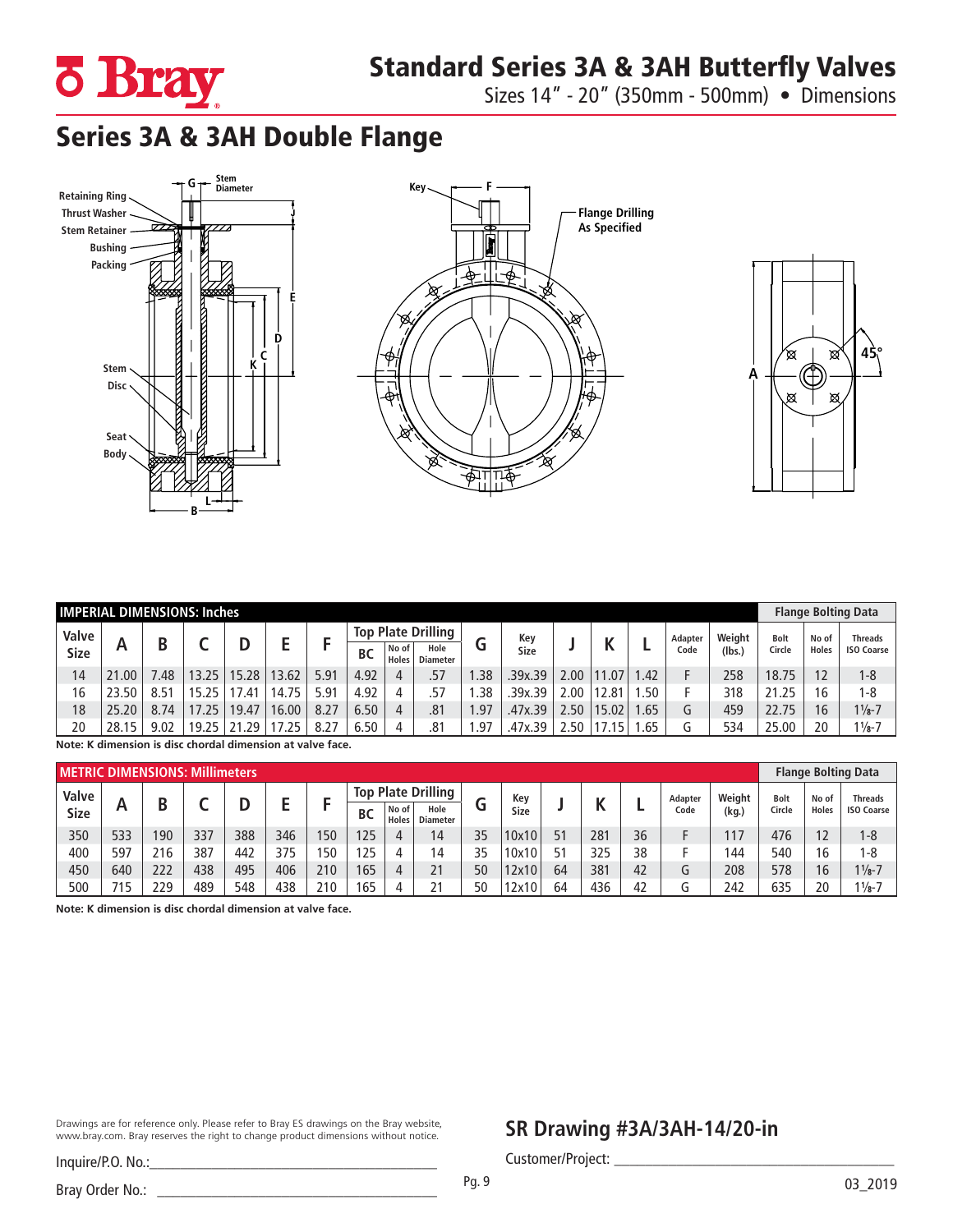# Standard Series 3A & 3AH Butterfly Valves

Sizes 14" - 20" (350mm - 500mm) • Dimensions

## Series 3A & 3AH Double Flange

Retaining Ring
Thrust Washer
Stem Retainer
Bushing
Packing
Stem
Disc
Seat
Body
G
Stem Diameter
J
E
D
C
K
L
B
Key
F
Flange Drilling As Specified
A
45°

| IMPERIAL DIMENSIONS: Inches | | | | | | | | | | | | | | | | | | Flange Bolting Data | | |
|---|---|---|---|---|---|---|---|---|---|---|---|---|---|---|---|---|---|---|---|---|
| Valve Size | A | B | C | D | E | F | Top Plate Drilling | | | G | Key Size | J | K | L | Adapter Code | Weight (lbs.) | Bolt Circle | No of Holes | Threads ISO Coarse |
| | | | | | | | BC | No of Holes | Hole Diameter | | | | | | | | | | |
| 14 | 21.00 | 7.48 | 13.25 | 15.28 | 13.62 | 5.91 | 4.92 | 4 | .57 | 1.38 | .39x.39 | 2.00 | 11.07 | 1.42 | F | 258 | 18.75 | 12 | 1-8 |
| 16 | 23.50 | 8.51 | 15.25 | 17.41 | 14.75 | 5.91 | 4.92 | 4 | .57 | 1.38 | .39x.39 | 2.00 | 12.81 | 1.50 | F | 318 | 21.25 | 16 | 1-8 |
| 18 | 25.20 | 8.74 | 17.25 | 19.47 | 16.00 | 8.27 | 6.50 | 4 | .81 | 1.97 | .47x.39 | 2.50 | 15.02 | 1.65 | G | 459 | 22.75 | 16 | 1⅛-7 |
| 20 | 28.15 | 9.02 | 19.25 | 21.29 | 17.25 | 8.27 | 6.50 | 4 | .81 | 1.97 | .47x.39 | 2.50 | 17.15 | 1.65 | G | 534 | 25.00 | 20 | 1⅛-7 |

**Note: K dimension is disc chordal dimension at valve face.**

| METRIC DIMENSIONS: Millimeters | | | | | | | | | | | | | | | | | | Flange Bolting Data | | |
|---|---|---|---|---|---|---|---|---|---|---|---|---|---|---|---|---|---|---|---|---|
| Valve Size | A | B | C | D | E | F | Top Plate Drilling | | | G | Key Size | J | K | L | Adapter Code | Weight (kg.) | Bolt Circle | No of Holes | Threads ISO Coarse |
| | | | | | | | BC | No of Holes | Hole Diameter | | | | | | | | | | |
| 350 | 533 | 190 | 337 | 388 | 346 | 150 | 125 | 4 | 14 | 35 | 10x10 | 51 | 281 | 36 | F | 117 | 476 | 12 | 1-8 |
| 400 | 597 | 216 | 387 | 442 | 375 | 150 | 125 | 4 | 14 | 35 | 10x10 | 51 | 325 | 38 | F | 144 | 540 | 16 | 1-8 |
| 450 | 640 | 222 | 438 | 495 | 406 | 210 | 165 | 4 | 21 | 50 | 12x10 | 64 | 381 | 42 | G | 208 | 578 | 16 | 1⅛-7 |
| 500 | 715 | 229 | 489 | 548 | 438 | 210 | 165 | 4 | 21 | 50 | 12x10 | 64 | 436 | 42 | G | 242 | 635 | 20 | 1⅛-7 |

**Note: K dimension is disc chordal dimension at valve face.**

Drawings are for reference only. Please refer to Bray ES drawings on the Bray website, www.bray.com. Bray reserves the right to change product dimensions without notice.

## SR Drawing #3A/3AH-14/20-in

Inquire/P.O. No.:_______________________________

Customer/Project: _______________________________

Bray Order No.: _______________________________

03_2019